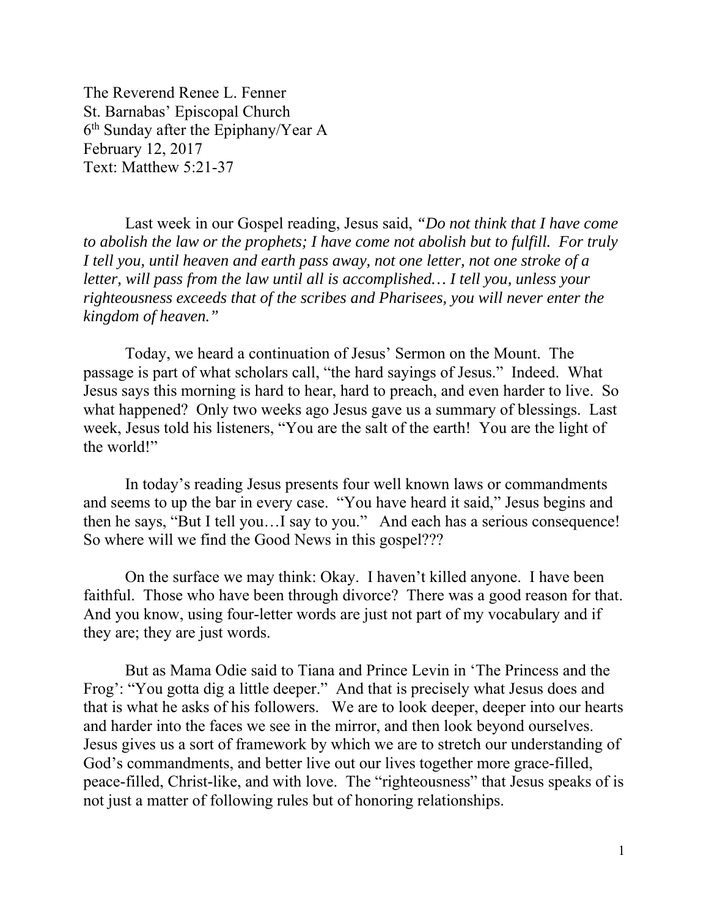The Reverend Renee L. Fenner
St. Barnabas' Episcopal Church
6th Sunday after the Epiphany/Year A
February 12, 2017
Text: Matthew 5:21-37

Last week in our Gospel reading, Jesus said, *"Do not think that I have come to abolish the law or the prophets; I have come not abolish but to fulfill. For truly I tell you, until heaven and earth pass away, not one letter, not one stroke of a letter, will pass from the law until all is accomplished… I tell you, unless your righteousness exceeds that of the scribes and Pharisees, you will never enter the kingdom of heaven."*

Today, we heard a continuation of Jesus' Sermon on the Mount. The passage is part of what scholars call, "the hard sayings of Jesus." Indeed. What Jesus says this morning is hard to hear, hard to preach, and even harder to live. So what happened? Only two weeks ago Jesus gave us a summary of blessings. Last week, Jesus told his listeners, "You are the salt of the earth! You are the light of the world!"

In today's reading Jesus presents four well known laws or commandments and seems to up the bar in every case. "You have heard it said," Jesus begins and then he says, "But I tell you…I say to you." And each has a serious consequence! So where will we find the Good News in this gospel???

On the surface we may think: Okay. I haven't killed anyone. I have been faithful. Those who have been through divorce? There was a good reason for that. And you know, using four-letter words are just not part of my vocabulary and if they are; they are just words.

But as Mama Odie said to Tiana and Prince Levin in 'The Princess and the Frog': "You gotta dig a little deeper." And that is precisely what Jesus does and that is what he asks of his followers. We are to look deeper, deeper into our hearts and harder into the faces we see in the mirror, and then look beyond ourselves. Jesus gives us a sort of framework by which we are to stretch our understanding of God's commandments, and better live out our lives together more grace-filled, peace-filled, Christ-like, and with love. The "righteousness" that Jesus speaks of is not just a matter of following rules but of honoring relationships.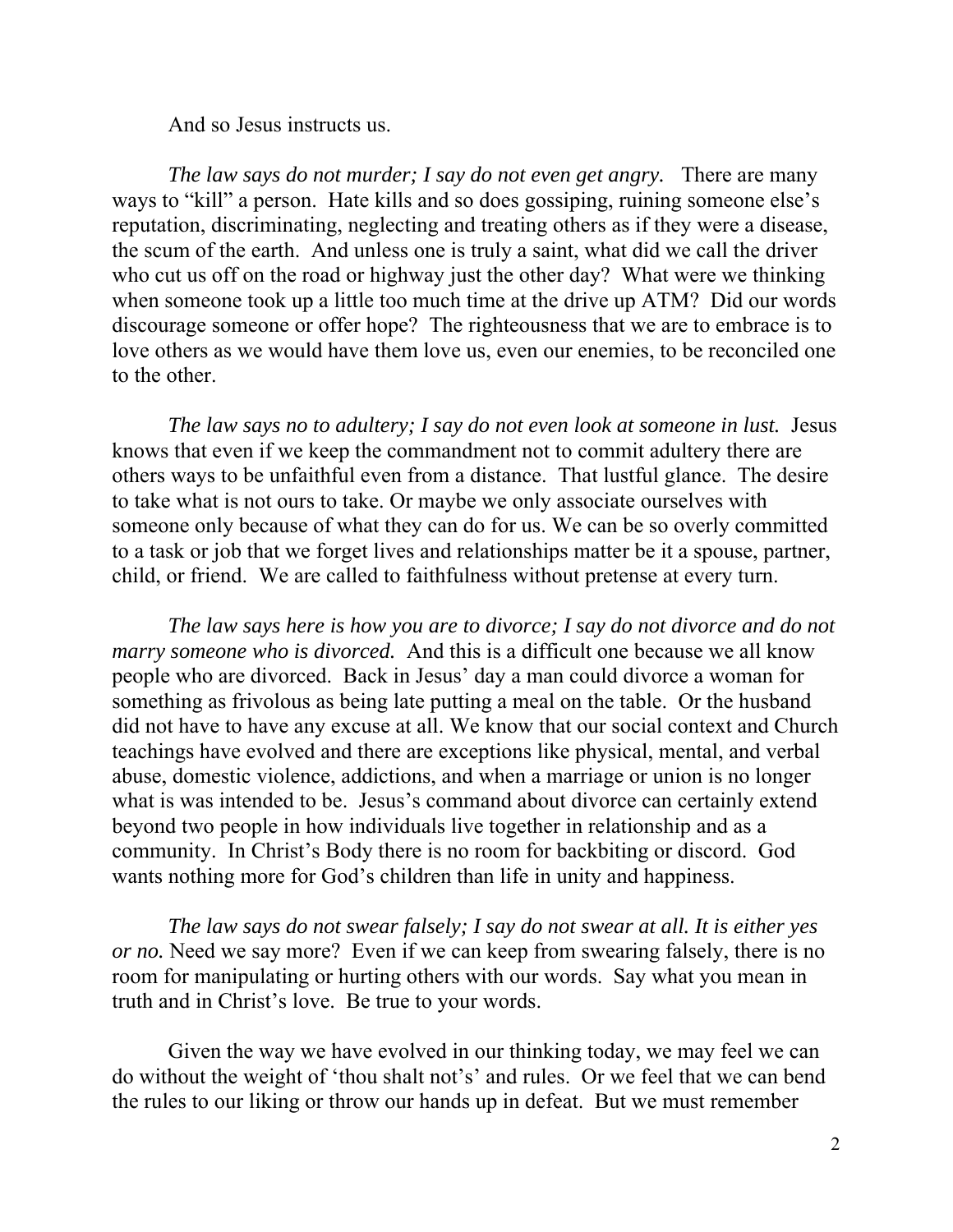And so Jesus instructs us.

*The law says do not murder; I say do not even get angry.* There are many ways to "kill" a person. Hate kills and so does gossiping, ruining someone else's reputation, discriminating, neglecting and treating others as if they were a disease, the scum of the earth. And unless one is truly a saint, what did we call the driver who cut us off on the road or highway just the other day? What were we thinking when someone took up a little too much time at the drive up ATM? Did our words discourage someone or offer hope? The righteousness that we are to embrace is to love others as we would have them love us, even our enemies, to be reconciled one to the other.

*The law says no to adultery; I say do not even look at someone in lust.* Jesus knows that even if we keep the commandment not to commit adultery there are others ways to be unfaithful even from a distance. That lustful glance. The desire to take what is not ours to take. Or maybe we only associate ourselves with someone only because of what they can do for us. We can be so overly committed to a task or job that we forget lives and relationships matter be it a spouse, partner, child, or friend. We are called to faithfulness without pretense at every turn.

*The law says here is how you are to divorce; I say do not divorce and do not marry someone who is divorced.* And this is a difficult one because we all know people who are divorced. Back in Jesus' day a man could divorce a woman for something as frivolous as being late putting a meal on the table. Or the husband did not have to have any excuse at all. We know that our social context and Church teachings have evolved and there are exceptions like physical, mental, and verbal abuse, domestic violence, addictions, and when a marriage or union is no longer what is was intended to be. Jesus's command about divorce can certainly extend beyond two people in how individuals live together in relationship and as a community. In Christ's Body there is no room for backbiting or discord. God wants nothing more for God's children than life in unity and happiness.

*The law says do not swear falsely; I say do not swear at all. It is either yes or no.* Need we say more? Even if we can keep from swearing falsely, there is no room for manipulating or hurting others with our words. Say what you mean in truth and in Christ's love. Be true to your words.

Given the way we have evolved in our thinking today, we may feel we can do without the weight of 'thou shalt not's' and rules. Or we feel that we can bend the rules to our liking or throw our hands up in defeat. But we must remember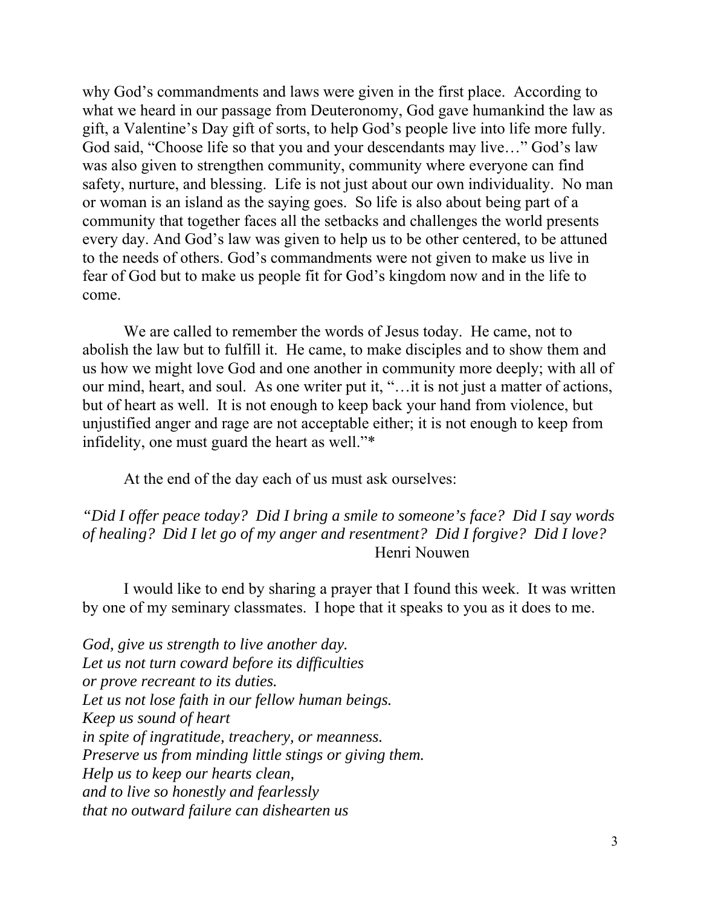why God's commandments and laws were given in the first place. According to what we heard in our passage from Deuteronomy, God gave humankind the law as gift, a Valentine's Day gift of sorts, to help God's people live into life more fully. God said, "Choose life so that you and your descendants may live…" God's law was also given to strengthen community, community where everyone can find safety, nurture, and blessing. Life is not just about our own individuality. No man or woman is an island as the saying goes. So life is also about being part of a community that together faces all the setbacks and challenges the world presents every day. And God's law was given to help us to be other centered, to be attuned to the needs of others. God's commandments were not given to make us live in fear of God but to make us people fit for God's kingdom now and in the life to come.

We are called to remember the words of Jesus today. He came, not to abolish the law but to fulfill it. He came, to make disciples and to show them and us how we might love God and one another in community more deeply; with all of our mind, heart, and soul. As one writer put it, "…it is not just a matter of actions, but of heart as well. It is not enough to keep back your hand from violence, but unjustified anger and rage are not acceptable either; it is not enough to keep from infidelity, one must guard the heart as well."*

At the end of the day each of us must ask ourselves:

*"Did I offer peace today? Did I bring a smile to someone's face? Did I say words of healing? Did I let go of my anger and resentment? Did I forgive? Did I love?*
Henri Nouwen

I would like to end by sharing a prayer that I found this week. It was written by one of my seminary classmates. I hope that it speaks to you as it does to me.

*God, give us strength to live another day.*
*Let us not turn coward before its difficulties*
*or prove recreant to its duties.*
*Let us not lose faith in our fellow human beings.*
*Keep us sound of heart*
*in spite of ingratitude, treachery, or meanness.*
*Preserve us from minding little stings or giving them.*
*Help us to keep our hearts clean,*
*and to live so honestly and fearlessly*
*that no outward failure can dishearten us*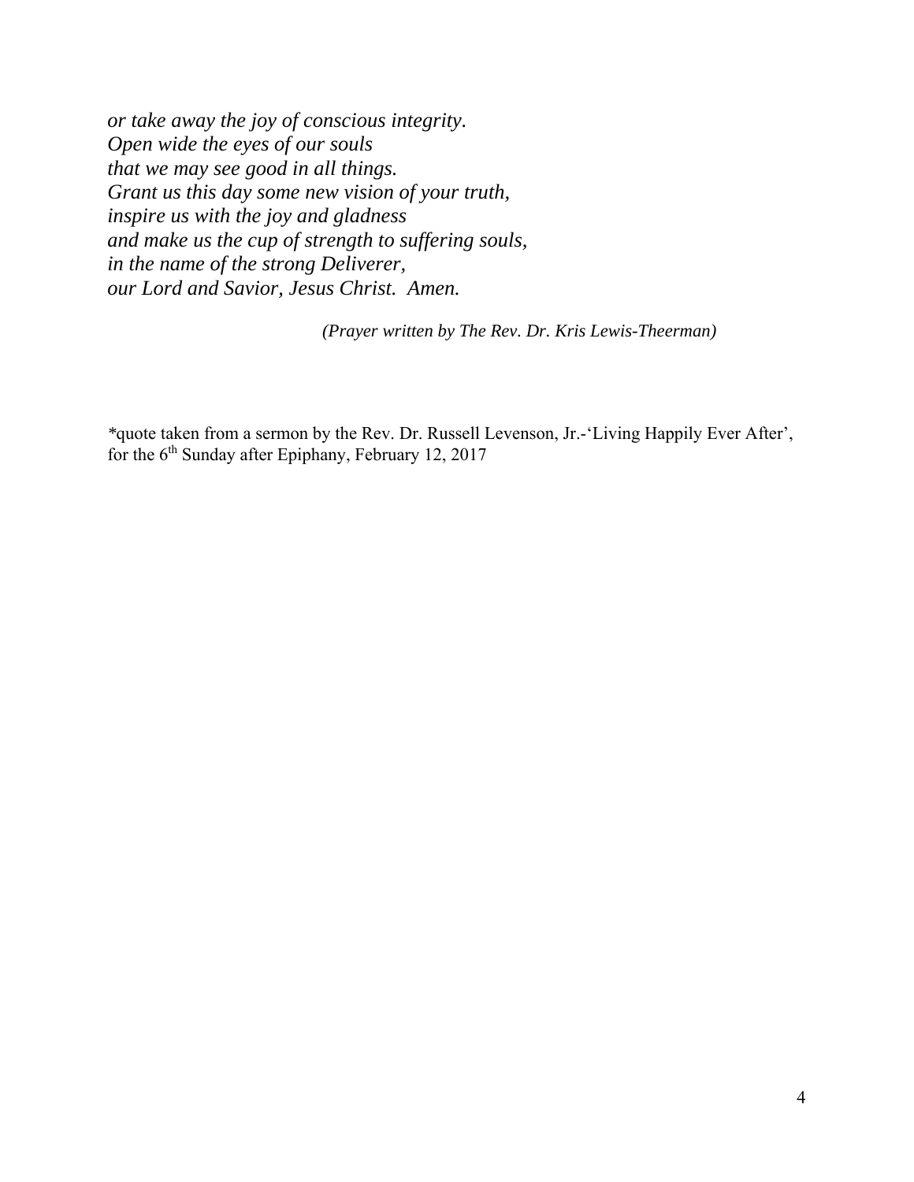*or take away the joy of conscious integrity.*
*Open wide the eyes of our souls*
*that we may see good in all things.*
*Grant us this day some new vision of your truth,*
*inspire us with the joy and gladness*
*and make us the cup of strength to suffering souls,*
*in the name of the strong Deliverer,*
*our Lord and Savior, Jesus Christ. Amen.*

*(Prayer written by The Rev. Dr. Kris Lewis-Theerman)*

*quote taken from a sermon by the Rev. Dr. Russell Levenson, Jr.-'Living Happily Ever After', for the 6th Sunday after Epiphany, February 12, 2017